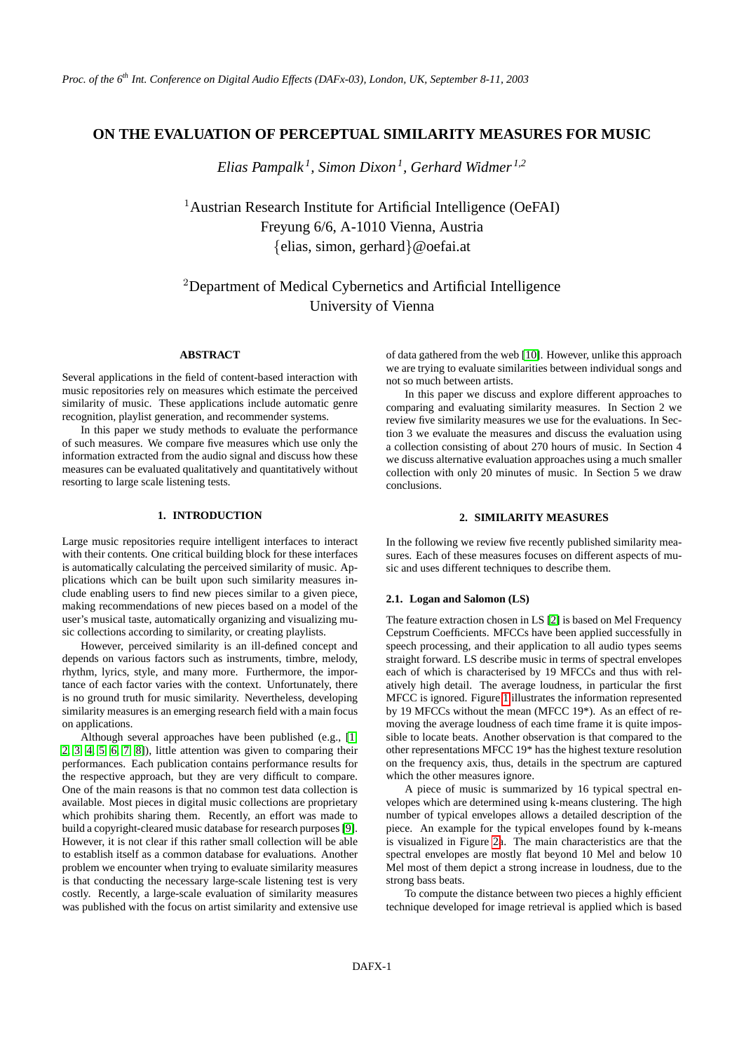# ON THE EVALUATION OF PERCEPTUAL SIMILARITY MEASURES FOR MUSIC

*Elias Pampalk*[1], *Simon Dixon*[1], *Gerhard Widmer*[1,2]

[1]Austrian Research Institute for Artificial Intelligence (OeFAI)
Freyung 6/6, A-1010 Vienna, Austria
{elias, simon, gerhard}@oefai.at

[2]Department of Medical Cybernetics and Artificial Intelligence
University of Vienna

## ABSTRACT

Several applications in the field of content-based interaction with music repositories rely on measures which estimate the perceived similarity of music. These applications include automatic genre recognition, playlist generation, and recommender systems.

In this paper we study methods to evaluate the performance of such measures. We compare five measures which use only the information extracted from the audio signal and discuss how these measures can be evaluated qualitatively and quantitatively without resorting to large scale listening tests.

## 1. INTRODUCTION

Large music repositories require intelligent interfaces to interact with their contents. One critical building block for these interfaces is automatically calculating the perceived similarity of music. Applications which can be built upon such similarity measures include enabling users to find new pieces similar to a given piece, making recommendations of new pieces based on a model of the user's musical taste, automatically organizing and visualizing music collections according to similarity, or creating playlists.

However, perceived similarity is an ill-defined concept and depends on various factors such as instruments, timbre, melody, rhythm, lyrics, style, and many more. Furthermore, the importance of each factor varies with the context. Unfortunately, there is no ground truth for music similarity. Nevertheless, developing similarity measures is an emerging research field with a main focus on applications.

Although several approaches have been published (e.g., [1, 2, 3, 4, 5, 6, 7, 8]), little attention was given to comparing their performances. Each publication contains performance results for the respective approach, but they are very difficult to compare. One of the main reasons is that no common test data collection is available. Most pieces in digital music collections are proprietary which prohibits sharing them. Recently, an effort was made to build a copyright-cleared music database for research purposes [9]. However, it is not clear if this rather small collection will be able to establish itself as a common database for evaluations. Another problem we encounter when trying to evaluate similarity measures is that conducting the necessary large-scale listening test is very costly. Recently, a large-scale evaluation of similarity measures was published with the focus on artist similarity and extensive use of data gathered from the web [10]. However, unlike this approach we are trying to evaluate similarities between individual songs and not so much between artists.

In this paper we discuss and explore different approaches to comparing and evaluating similarity measures. In Section 2 we review five similarity measures we use for the evaluations. In Section 3 we evaluate the measures and discuss the evaluation using a collection consisting of about 270 hours of music. In Section 4 we discuss alternative evaluation approaches using a much smaller collection with only 20 minutes of music. In Section 5 we draw conclusions.

## 2. SIMILARITY MEASURES

In the following we review five recently published similarity measures. Each of these measures focuses on different aspects of music and uses different techniques to describe them.

### 2.1. Logan and Salomon (LS)

The feature extraction chosen in LS [2] is based on Mel Frequency Cepstrum Coefficients. MFCCs have been applied successfully in speech processing, and their application to all audio types seems straight forward. LS describe music in terms of spectral envelopes each of which is characterised by 19 MFCCs and thus with relatively high detail. The average loudness, in particular the first MFCC is ignored. Figure 1 illustrates the information represented by 19 MFCCs without the mean (MFCC 19*). As an effect of removing the average loudness of each time frame it is quite impossible to locate beats. Another observation is that compared to the other representations MFCC 19* has the highest texture resolution on the frequency axis, thus, details in the spectrum are captured which the other measures ignore.

A piece of music is summarized by 16 typical spectral envelopes which are determined using k-means clustering. The high number of typical envelopes allows a detailed description of the piece. An example for the typical envelopes found by k-means is visualized in Figure 2a. The main characteristics are that the spectral envelopes are mostly flat beyond 10 Mel and below 10 Mel most of them depict a strong increase in loudness, due to the strong bass beats.

To compute the distance between two pieces a highly efficient technique developed for image retrieval is applied which is based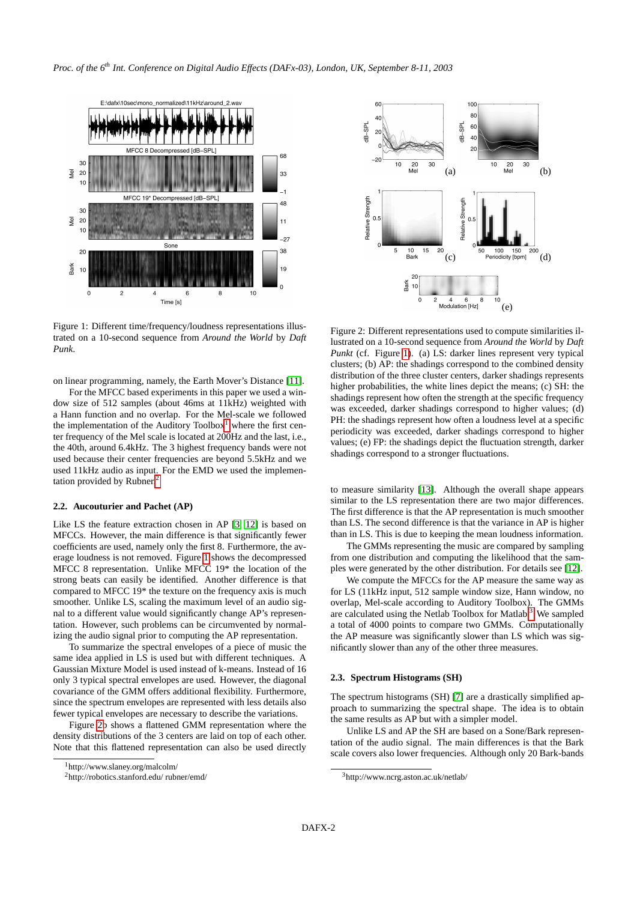Figure 1: Different time/frequency/loudness representations illustrated on a 10-second sequence from *Around the World* by *Daft Punk*.

on linear programming, namely, the Earth Mover's Distance [11].

For the MFCC based experiments in this paper we used a window size of 512 samples (about 46ms at 11kHz) weighted with a Hann function and no overlap. For the Mel-scale we followed the implementation of the Auditory Toolbox[1] where the first center frequency of the Mel scale is located at 200Hz and the last, i.e., the 40th, around 6.4kHz. The 3 highest frequency bands were not used because their center frequencies are beyond 5.5kHz and we used 11kHz audio as input. For the EMD we used the implementation provided by Rubner.[2]

### 2.2. Aucouturier and Pachet (AP)

Like LS the feature extraction chosen in AP [3, 12] is based on MFCCs. However, the main difference is that significantly fewer coefficients are used, namely only the first 8. Furthermore, the average loudness is not removed. Figure 1 shows the decompressed MFCC 8 representation. Unlike MFCC 19* the location of the strong beats can easily be identified. Another difference is that compared to MFCC 19* the texture on the frequency axis is much smoother. Unlike LS, scaling the maximum level of an audio signal to a different value would significantly change AP's representation. However, such problems can be circumvented by normalizing the audio signal prior to computing the AP representation.

To summarize the spectral envelopes of a piece of music the same idea applied in LS is used but with different techniques. A Gaussian Mixture Model is used instead of k-means. Instead of 16 only 3 typical spectral envelopes are used. However, the diagonal covariance of the GMM offers additional flexibility. Furthermore, since the spectrum envelopes are represented with less details also fewer typical envelopes are necessary to describe the variations.

Figure 2b shows a flattened GMM representation where the density distributions of the 3 centers are laid on top of each other. Note that this flattened representation can also be used directly to measure similarity [13]. Although the overall shape appears similar to the LS representation there are two major differences. The first difference is that the AP representation is much smoother than LS. The second difference is that the variance in AP is higher than in LS. This is due to keeping the mean loudness information.

The GMMs representing the music are compared by sampling from one distribution and computing the likelihood that the samples were generated by the other distribution. For details see [12].

We compute the MFCCs for the AP measure the same way as for LS (11kHz input, 512 sample window size, Hann window, no overlap, Mel-scale according to Auditory Toolbox). The GMMs are calculated using the Netlab Toolbox for Matlab.[3] We sampled a total of 4000 points to compare two GMMs. Computationally the AP measure was significantly slower than LS which was significantly slower than any of the other three measures.

Figure 2: Different representations used to compute similarities illustrated on a 10-second sequence from *Around the World* by *Daft Punkt* (cf. Figure 1). (a) LS: darker lines represent very typical clusters; (b) AP: the shadings correspond to the combined density distribution of the three cluster centers, darker shadings represents higher probabilities, the white lines depict the means; (c) SH: the shadings represent how often the strength at the specific frequency was exceeded, darker shadings correspond to higher values; (d) PH: the shadings represent how often a loudness level at a specific periodicity was exceeded, darker shadings correspond to higher values; (e) FP: the shadings depict the fluctuation strength, darker shadings correspond to a stronger fluctuations.

### 2.3. Spectrum Histograms (SH)

The spectrum histograms (SH) [7] are a drastically simplified approach to summarizing the spectral shape. The idea is to obtain the same results as AP but with a simpler model.

Unlike LS and AP the SH are based on a Sone/Bark representation of the audio signal. The main differences is that the Bark scale covers also lower frequencies. Although only 20 Bark-bands

[1] http://www.slaney.org/malcolm/

[2] http://robotics.stanford.edu/ rubner/emd/

[3] http://www.ncrg.aston.ac.uk/netlab/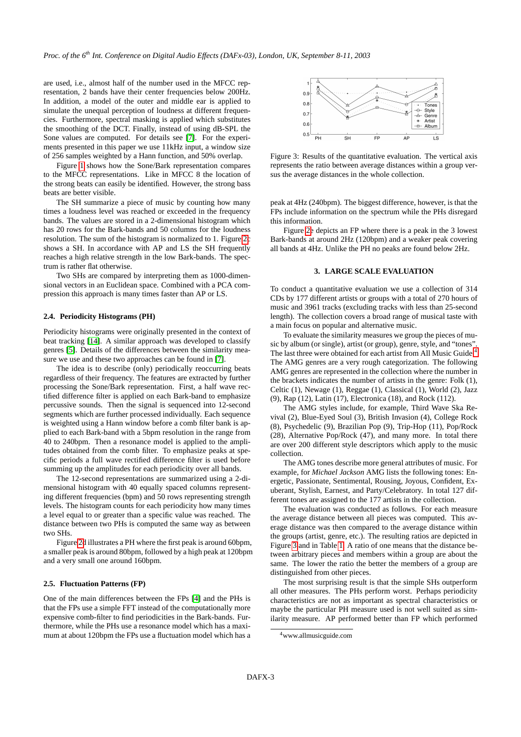are used, i.e., almost half of the number used in the MFCC representation, 2 bands have their center frequencies below 200Hz. In addition, a model of the outer and middle ear is applied to simulate the unequal perception of loudness at different frequencies. Furthermore, spectral masking is applied which substitutes the smoothing of the DCT. Finally, instead of using dB-SPL the Sone values are computed. For details see [7]. For the experiments presented in this paper we use 11kHz input, a window size of 256 samples weighted by a Hann function, and 50% overlap.

Figure 1 shows how the Sone/Bark representation compares to the MFCC representations. Like in MFCC 8 the location of the strong beats can easily be identified. However, the strong bass beats are better visible.

The SH summarize a piece of music by counting how many times a loudness level was reached or exceeded in the frequency bands. The values are stored in a 2-dimensional histogram which has 20 rows for the Bark-bands and 50 columns for the loudness resolution. The sum of the histogram is normalized to 1. Figure 2c shows a SH. In accordance with AP and LS the SH frequently reaches a high relative strength in the low Bark-bands. The spectrum is rather flat otherwise.

Two SHs are compared by interpreting them as 1000-dimensional vectors in an Euclidean space. Combined with a PCA compression this approach is many times faster than AP or LS.

### 2.4. Periodicity Histograms (PH)

Periodicity histograms were originally presented in the context of beat tracking [14]. A similar approach was developed to classify genres [5]. Details of the differences between the similarity measure we use and these two approaches can be found in [7].

The idea is to describe (only) periodically reoccurring beats regardless of their frequency. The features are extracted by further processing the Sone/Bark representation. First, a half wave rectified difference filter is applied on each Bark-band to emphasize percussive sounds. Then the signal is sequenced into 12-second segments which are further processed individually. Each sequence is weighted using a Hann window before a comb filter bank is applied to each Bark-band with a 5bpm resolution in the range from 40 to 240bpm. Then a resonance model is applied to the amplitudes obtained from the comb filter. To emphasize peaks at specific periods a full wave rectified difference filter is used before summing up the amplitudes for each periodicity over all bands.

The 12-second representations are summarized using a 2-dimensional histogram with 40 equally spaced columns representing different frequencies (bpm) and 50 rows representing strength levels. The histogram counts for each periodicity how many times a level equal to or greater than a specific value was reached. The distance between two PHs is computed the same way as between two SHs.

Figure 2d illustrates a PH where the first peak is around 60bpm, a smaller peak is around 80bpm, followed by a high peak at 120bpm and a very small one around 160bpm.

### 2.5. Fluctuation Patterns (FP)

One of the main differences between the FPs [4] and the PHs is that the FPs use a simple FFT instead of the computationally more expensive comb-filter to find periodicities in the Bark-bands. Furthermore, while the PHs use a resonance model which has a maximum at about 120bpm the FPs use a fluctuation model which has a peak at 4Hz (240bpm). The biggest difference, however, is that the FPs include information on the spectrum while the PHs disregard this information.

Figure 2e depicts an FP where there is a peak in the 3 lowest Bark-bands at around 2Hz (120bpm) and a weaker peak covering all bands at 4Hz. Unlike the PH no peaks are found below 2Hz.

Figure 3: Results of the quantitative evaluation. The vertical axis represents the ratio between average distances within a group versus the average distances in the whole collection.

## 3. LARGE SCALE EVALUATION

To conduct a quantitative evaluation we use a collection of 314 CDs by 177 different artists or groups with a total of 270 hours of music and 3961 tracks (excluding tracks with less than 25-second length). The collection covers a broad range of musical taste with a main focus on popular and alternative music.

To evaluate the similarity measures we group the pieces of music by album (or single), artist (or group), genre, style, and "tones". The last three were obtained for each artist from All Music Guide.[4] The AMG genres are a very rough categorization. The following AMG genres are represented in the collection where the number in the brackets indicates the number of artists in the genre: Folk (1), Celtic (1), Newage (1), Reggae (1), Classical (1), World (2), Jazz (9), Rap (12), Latin (17), Electronica (18), and Rock (112).

The AMG styles include, for example, Third Wave Ska Revival (2), Blue-Eyed Soul (3), British Invasion (4), College Rock (8), Psychedelic (9), Brazilian Pop (9), Trip-Hop (11), Pop/Rock (28), Alternative Pop/Rock (47), and many more. In total there are over 200 different style descriptors which apply to the music collection.

The AMG tones describe more general attributes of music. For example, for *Michael Jackson* AMG lists the following tones: Energetic, Passionate, Sentimental, Rousing, Joyous, Confident, Exuberant, Stylish, Earnest, and Party/Celebratory. In total 127 different tones are assigned to the 177 artists in the collection.

The evaluation was conducted as follows. For each measure the average distance between all pieces was computed. This average distance was then compared to the average distance within the groups (artist, genre, etc.). The resulting ratios are depicted in Figure 3 and in Table 1. A ratio of one means that the distance between arbitrary pieces and members within a group are about the same. The lower the ratio the better the members of a group are distinguished from other pieces.

The most surprising result is that the simple SHs outperform all other measures. The PHs perform worst. Perhaps periodicity characteristics are not as important as spectral characteristics or maybe the particular PH measure used is not well suited as similarity measure. AP performed better than FP which performed

[4] www.allmusicguide.com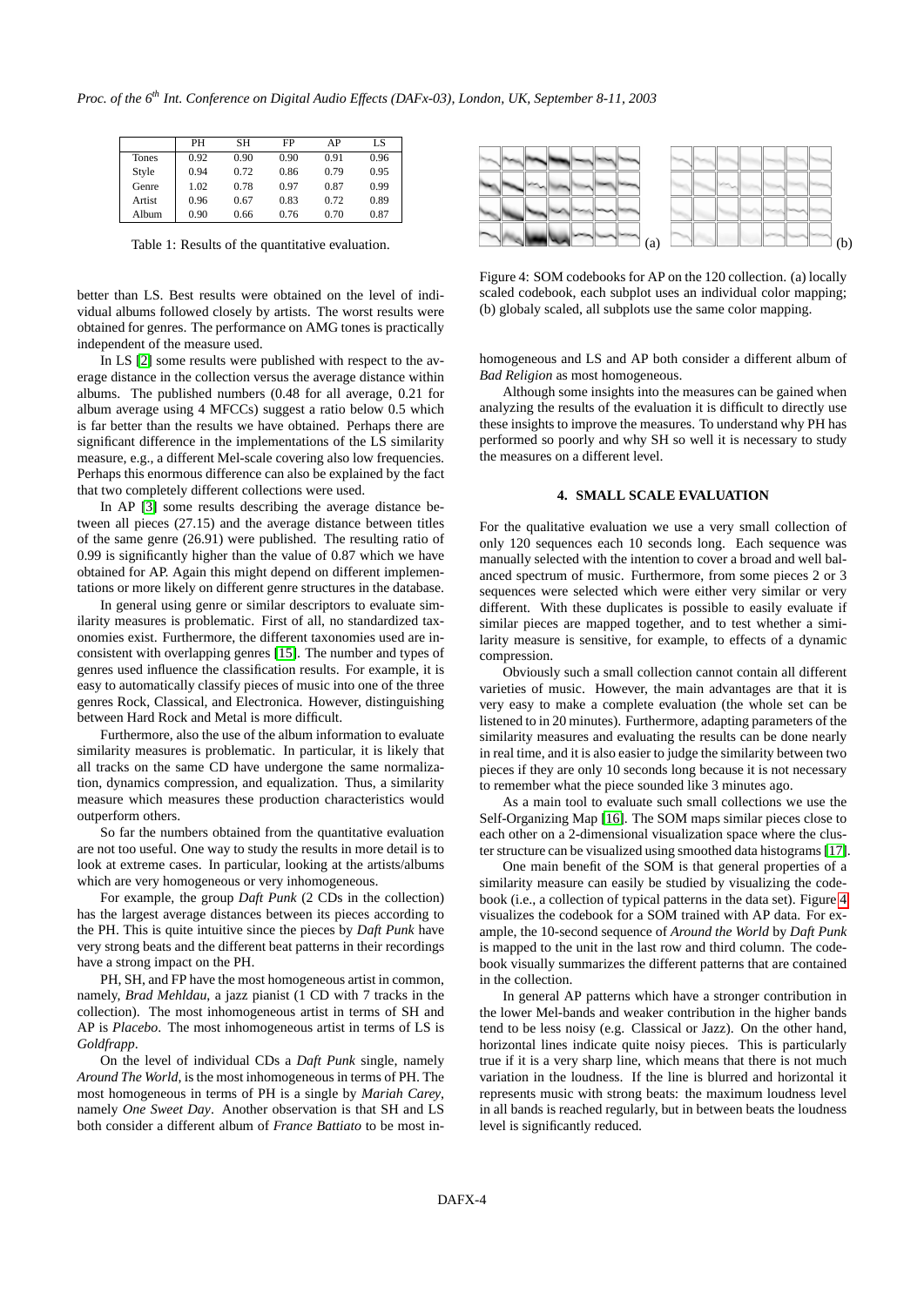|  | PH | SH | FP | AP | LS |
|---|---|---|---|---|---|
| Tones | 0.92 | 0.90 | 0.90 | 0.91 | 0.96 |
| Style | 0.94 | 0.72 | 0.86 | 0.79 | 0.95 |
| Genre | 1.02 | 0.78 | 0.97 | 0.87 | 0.99 |
| Artist | 0.96 | 0.67 | 0.83 | 0.72 | 0.89 |
| Album | 0.90 | 0.66 | 0.76 | 0.70 | 0.87 |

Table 1: Results of the quantitative evaluation.

better than LS. Best results were obtained on the level of individual albums followed closely by artists. The worst results were obtained for genres. The performance on AMG tones is practically independent of the measure used.

In LS [2] some results were published with respect to the average distance in the collection versus the average distance within albums. The published numbers (0.48 for all average, 0.21 for album average using 4 MFCCs) suggest a ratio below 0.5 which is far better than the results we have obtained. Perhaps there are significant difference in the implementations of the LS similarity measure, e.g., a different Mel-scale covering also low frequencies. Perhaps this enormous difference can also be explained by the fact that two completely different collections were used.

In AP [3] some results describing the average distance between all pieces (27.15) and the average distance between titles of the same genre (26.91) were published. The resulting ratio of 0.99 is significantly higher than the value of 0.87 which we have obtained for AP. Again this might depend on different implementations or more likely on different genre structures in the database.

In general using genre or similar descriptors to evaluate similarity measures is problematic. First of all, no standardized taxonomies exist. Furthermore, the different taxonomies used are inconsistent with overlapping genres [15]. The number and types of genres used influence the classification results. For example, it is easy to automatically classify pieces of music into one of the three genres Rock, Classical, and Electronica. However, distinguishing between Hard Rock and Metal is more difficult.

Furthermore, also the use of the album information to evaluate similarity measures is problematic. In particular, it is likely that all tracks on the same CD have undergone the same normalization, dynamics compression, and equalization. Thus, a similarity measure which measures these production characteristics would outperform others.

So far the numbers obtained from the quantitative evaluation are not too useful. One way to study the results in more detail is to look at extreme cases. In particular, looking at the artists/albums which are very homogeneous or very inhomogeneous.

For example, the group *Daft Punk* (2 CDs in the collection) has the largest average distances between its pieces according to the PH. This is quite intuitive since the pieces by *Daft Punk* have very strong beats and the different beat patterns in their recordings have a strong impact on the PH.

PH, SH, and FP have the most homogeneous artist in common, namely, *Brad Mehldau*, a jazz pianist (1 CD with 7 tracks in the collection). The most inhomogeneous artist in terms of SH and AP is *Placebo*. The most inhomogeneous artist in terms of LS is *Goldfrapp*.

On the level of individual CDs a *Daft Punk* single, namely *Around The World*, is the most inhomogeneous in terms of PH. The most homogeneous in terms of PH is a single by *Mariah Carey*, namely *One Sweet Day*. Another observation is that SH and LS both consider a different album of *France Battiato* to be most inhomogeneous and LS and AP both consider a different album of *Bad Religion* as most homogeneous.

Although some insights into the measures can be gained when analyzing the results of the evaluation it is difficult to directly use these insights to improve the measures. To understand why PH has performed so poorly and why SH so well it is necessary to study the measures on a different level.

Figure 4: SOM codebooks for AP on the 120 collection. (a) locally scaled codebook, each subplot uses an individual color mapping; (b) globaly scaled, all subplots use the same color mapping.

## 4. SMALL SCALE EVALUATION

For the qualitative evaluation we use a very small collection of only 120 sequences each 10 seconds long. Each sequence was manually selected with the intention to cover a broad and well balanced spectrum of music. Furthermore, from some pieces 2 or 3 sequences were selected which were either very similar or very different. With these duplicates is possible to easily evaluate if similar pieces are mapped together, and to test whether a similarity measure is sensitive, for example, to effects of a dynamic compression.

Obviously such a small collection cannot contain all different varieties of music. However, the main advantages are that it is very easy to make a complete evaluation (the whole set can be listened to in 20 minutes). Furthermore, adapting parameters of the similarity measures and evaluating the results can be done nearly in real time, and it is also easier to judge the similarity between two pieces if they are only 10 seconds long because it is not necessary to remember what the piece sounded like 3 minutes ago.

As a main tool to evaluate such small collections we use the Self-Organizing Map [16]. The SOM maps similar pieces close to each other on a 2-dimensional visualization space where the cluster structure can be visualized using smoothed data histograms [17].

One main benefit of the SOM is that general properties of a similarity measure can easily be studied by visualizing the codebook (i.e., a collection of typical patterns in the data set). Figure 4 visualizes the codebook for a SOM trained with AP data. For example, the 10-second sequence of *Around the World* by *Daft Punk* is mapped to the unit in the last row and third column. The codebook visually summarizes the different patterns that are contained in the collection.

In general AP patterns which have a stronger contribution in the lower Mel-bands and weaker contribution in the higher bands tend to be less noisy (e.g. Classical or Jazz). On the other hand, horizontal lines indicate quite noisy pieces. This is particularly true if it is a very sharp line, which means that there is not much variation in the loudness. If the line is blurred and horizontal it represents music with strong beats: the maximum loudness level in all bands is reached regularly, but in between beats the loudness level is significantly reduced.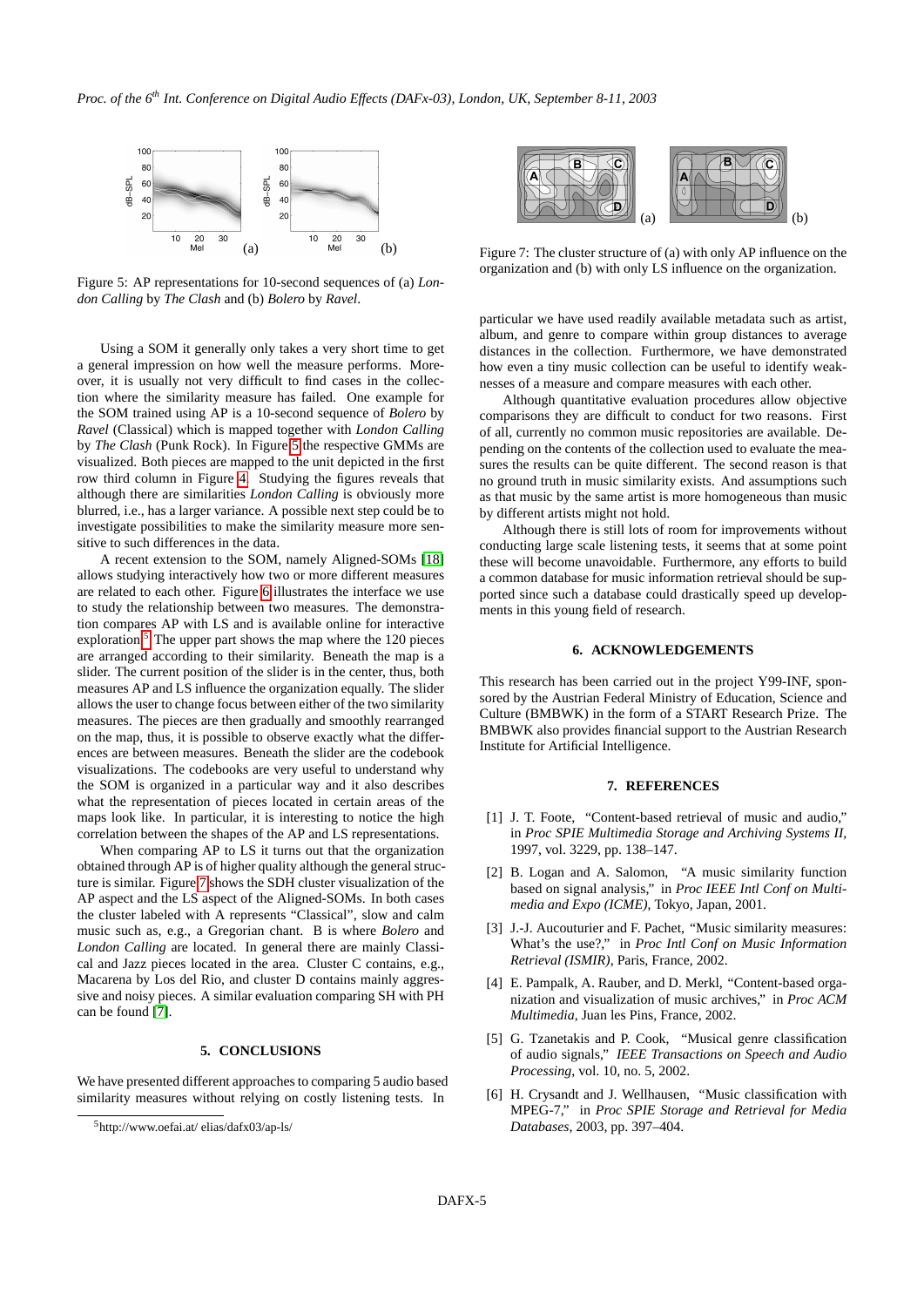Figure 5: AP representations for 10-second sequences of (a) *London Calling* by *The Clash* and (b) *Bolero* by *Ravel*.

Using a SOM it generally only takes a very short time to get a general impression on how well the measure performs. Moreover, it is usually not very difficult to find cases in the collection where the similarity measure has failed. One example for the SOM trained using AP is a 10-second sequence of *Bolero* by *Ravel* (Classical) which is mapped together with *London Calling* by *The Clash* (Punk Rock). In Figure 5 the respective GMMs are visualized. Both pieces are mapped to the unit depicted in the first row third column in Figure 4. Studying the figures reveals that although there are similarities *London Calling* is obviously more blurred, i.e., has a larger variance. A possible next step could be to investigate possibilities to make the similarity measure more sensitive to such differences in the data.

A recent extension to the SOM, namely Aligned-SOMs [18] allows studying interactively how two or more different measures are related to each other. Figure 6 illustrates the interface we use to study the relationship between two measures. The demonstration compares AP with LS and is available online for interactive exploration.[5] The upper part shows the map where the 120 pieces are arranged according to their similarity. Beneath the map is a slider. The current position of the slider is in the center, thus, both measures AP and LS influence the organization equally. The slider allows the user to change focus between either of the two similarity measures. The pieces are then gradually and smoothly rearranged on the map, thus, it is possible to observe exactly what the differences are between measures. Beneath the slider are the codebook visualizations. The codebooks are very useful to understand why the SOM is organized in a particular way and it also describes what the representation of pieces located in certain areas of the maps look like. In particular, it is interesting to notice the high correlation between the shapes of the AP and LS representations.

When comparing AP to LS it turns out that the organization obtained through AP is of higher quality although the general structure is similar. Figure 7 shows the SDH cluster visualization of the AP aspect and the LS aspect of the Aligned-SOMs. In both cases the cluster labeled with A represents "Classical", slow and calm music such as, e.g., a Gregorian chant. B is where *Bolero* and *London Calling* are located. In general there are mainly Classical and Jazz pieces located in the area. Cluster C contains, e.g., Macarena by Los del Rio, and cluster D contains mainly aggressive and noisy pieces. A similar evaluation comparing SH with PH can be found [7].

## 5. CONCLUSIONS

We have presented different approaches to comparing 5 audio based similarity measures without relying on costly listening tests. In particular we have used readily available metadata such as artist, album, and genre to compare within group distances to average distances in the collection. Furthermore, we have demonstrated how even a tiny music collection can be useful to identify weaknesses of a measure and compare measures with each other.

Although quantitative evaluation procedures allow objective comparisons they are difficult to conduct for two reasons. First of all, currently no common music repositories are available. Depending on the contents of the collection used to evaluate the measures the results can be quite different. The second reason is that no ground truth in music similarity exists. And assumptions such as that music by the same artist is more homogeneous than music by different artists might not hold.

Although there is still lots of room for improvements without conducting large scale listening tests, it seems that at some point these will become unavoidable. Furthermore, any efforts to build a common database for music information retrieval should be supported since such a database could drastically speed up developments in this young field of research.

[5] http://www.oefai.at/ elias/dafx03/ap-ls/

Figure 7: The cluster structure of (a) with only AP influence on the organization and (b) with only LS influence on the organization.

## 6. ACKNOWLEDGEMENTS

This research has been carried out in the project Y99-INF, sponsored by the Austrian Federal Ministry of Education, Science and Culture (BMBWK) in the form of a START Research Prize. The BMBWK also provides financial support to the Austrian Research Institute for Artificial Intelligence.

## 7. REFERENCES

[1] J. T. Foote, "Content-based retrieval of music and audio," in *Proc SPIE Multimedia Storage and Archiving Systems II*, 1997, vol. 3229, pp. 138–147.

[2] B. Logan and A. Salomon, "A music similarity function based on signal analysis," in *Proc IEEE Intl Conf on Multimedia and Expo (ICME)*, Tokyo, Japan, 2001.

[3] J.-J. Aucouturier and F. Pachet, "Music similarity measures: What's the use?," in *Proc Intl Conf on Music Information Retrieval (ISMIR)*, Paris, France, 2002.

[4] E. Pampalk, A. Rauber, and D. Merkl, "Content-based organization and visualization of music archives," in *Proc ACM Multimedia*, Juan les Pins, France, 2002.

[5] G. Tzanetakis and P. Cook, "Musical genre classification of audio signals," *IEEE Transactions on Speech and Audio Processing*, vol. 10, no. 5, 2002.

[6] H. Crysandt and J. Wellhausen, "Music classification with MPEG-7," in *Proc SPIE Storage and Retrieval for Media Databases*, 2003, pp. 397–404.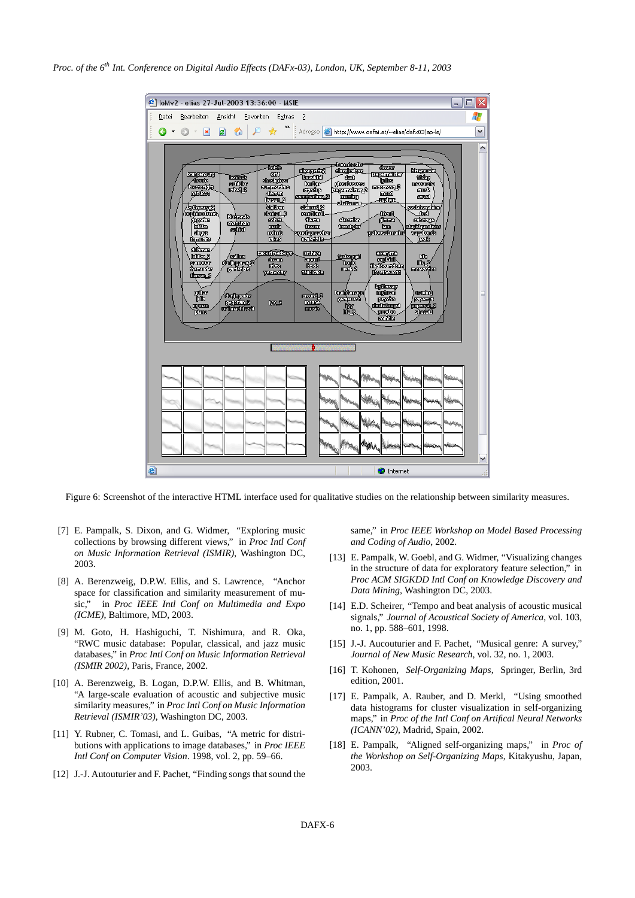Figure 6: Screenshot of the interactive HTML interface used for qualitative studies on the relationship between similarity measures.

[7] E. Pampalk, S. Dixon, and G. Widmer, "Exploring music collections by browsing different views," in *Proc Intl Conf on Music Information Retrieval (ISMIR)*, Washington DC, 2003.

[8] A. Berenzweig, D.P.W. Ellis, and S. Lawrence, "Anchor space for classification and similarity measurement of music," in *Proc IEEE Intl Conf on Multimedia and Expo (ICME)*, Baltimore, MD, 2003.

[9] M. Goto, H. Hashiguchi, T. Nishimura, and R. Oka, "RWC music database: Popular, classical, and jazz music databases," in *Proc Intl Conf on Music Information Retrieval (ISMIR 2002)*, Paris, France, 2002.

[10] A. Berenzweig, B. Logan, D.P.W. Ellis, and B. Whitman, "A large-scale evaluation of acoustic and subjective music similarity measures," in *Proc Intl Conf on Music Information Retrieval (ISMIR'03)*, Washington DC, 2003.

[11] Y. Rubner, C. Tomasi, and L. Guibas, "A metric for distributions with applications to image databases," in *Proc IEEE Intl Conf on Computer Vision*. 1998, vol. 2, pp. 59–66.

[12] J.-J. Autouturier and F. Pachet, "Finding songs that sound the same," in *Proc IEEE Workshop on Model Based Processing and Coding of Audio*, 2002.

[13] E. Pampalk, W. Goebl, and G. Widmer, "Visualizing changes in the structure of data for exploratory feature selection," in *Proc ACM SIGKDD Intl Conf on Knowledge Discovery and Data Mining*, Washington DC, 2003.

[14] E.D. Scheirer, "Tempo and beat analysis of acoustic musical signals," *Journal of Acoustical Society of America*, vol. 103, no. 1, pp. 588–601, 1998.

[15] J.-J. Aucouturier and F. Pachet, "Musical genre: A survey," *Journal of New Music Research*, vol. 32, no. 1, 2003.

[16] T. Kohonen, *Self-Organizing Maps*, Springer, Berlin, 3rd edition, 2001.

[17] E. Pampalk, A. Rauber, and D. Merkl, "Using smoothed data histograms for cluster visualization in self-organizing maps," in *Proc of the Intl Conf on Artifical Neural Networks (ICANN'02)*, Madrid, Spain, 2002.

[18] E. Pampalk, "Aligned self-organizing maps," in *Proc of the Workshop on Self-Organizing Maps*, Kitakyushu, Japan, 2003.